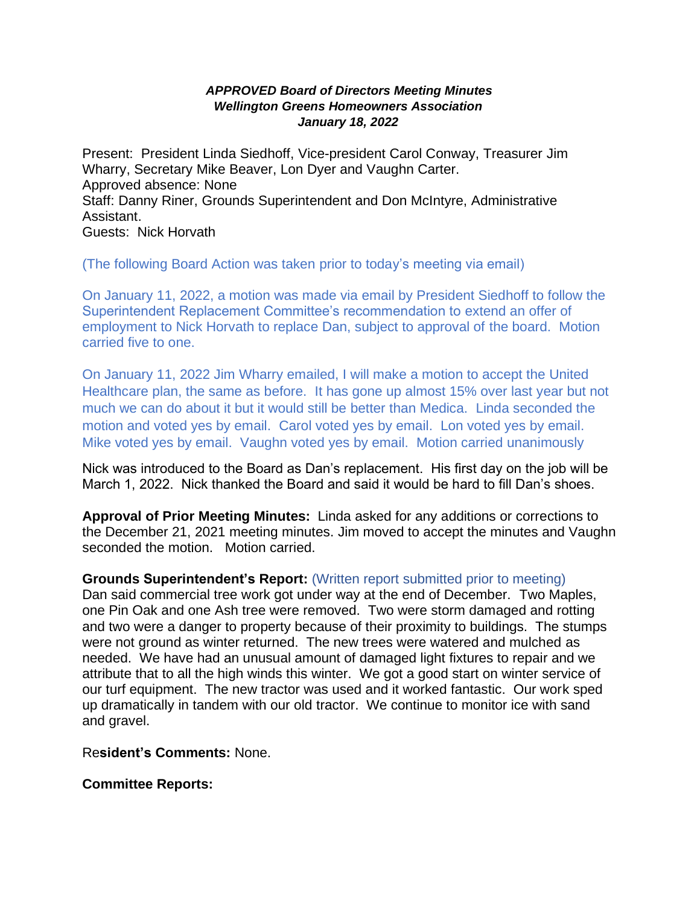**_APPROVED Board of Directors Meeting Minutes_**
**_Wellington Greens Homeowners Association_**
**_January 18, 2022_**

Present: President Linda Siedhoff, Vice-president Carol Conway, Treasurer Jim Wharry, Secretary Mike Beaver, Lon Dyer and Vaughn Carter.
Approved absence: None
Staff: Danny Riner, Grounds Superintendent and Don McIntyre, Administrative Assistant.
Guests: Nick Horvath

(The following Board Action was taken prior to today's meeting via email)

On January 11, 2022, a motion was made via email by President Siedhoff to follow the Superintendent Replacement Committee's recommendation to extend an offer of employment to Nick Horvath to replace Dan, subject to approval of the board. Motion carried five to one.

On January 11, 2022 Jim Wharry emailed, I will make a motion to accept the United Healthcare plan, the same as before. It has gone up almost 15% over last year but not much we can do about it but it would still be better than Medica. Linda seconded the motion and voted yes by email. Carol voted yes by email. Lon voted yes by email. Mike voted yes by email. Vaughn voted yes by email. Motion carried unanimously

Nick was introduced to the Board as Dan's replacement. His first day on the job will be March 1, 2022. Nick thanked the Board and said it would be hard to fill Dan's shoes.

**Approval of Prior Meeting Minutes:** Linda asked for any additions or corrections to the December 21, 2021 meeting minutes. Jim moved to accept the minutes and Vaughn seconded the motion. Motion carried.

**Grounds Superintendent's Report:** (Written report submitted prior to meeting)
Dan said commercial tree work got under way at the end of December. Two Maples, one Pin Oak and one Ash tree were removed. Two were storm damaged and rotting and two were a danger to property because of their proximity to buildings. The stumps were not ground as winter returned. The new trees were watered and mulched as needed. We have had an unusual amount of damaged light fixtures to repair and we attribute that to all the high winds this winter. We got a good start on winter service of our turf equipment. The new tractor was used and it worked fantastic. Our work sped up dramatically in tandem with our old tractor. We continue to monitor ice with sand and gravel.

**Resident's Comments:** None.

**Committee Reports:**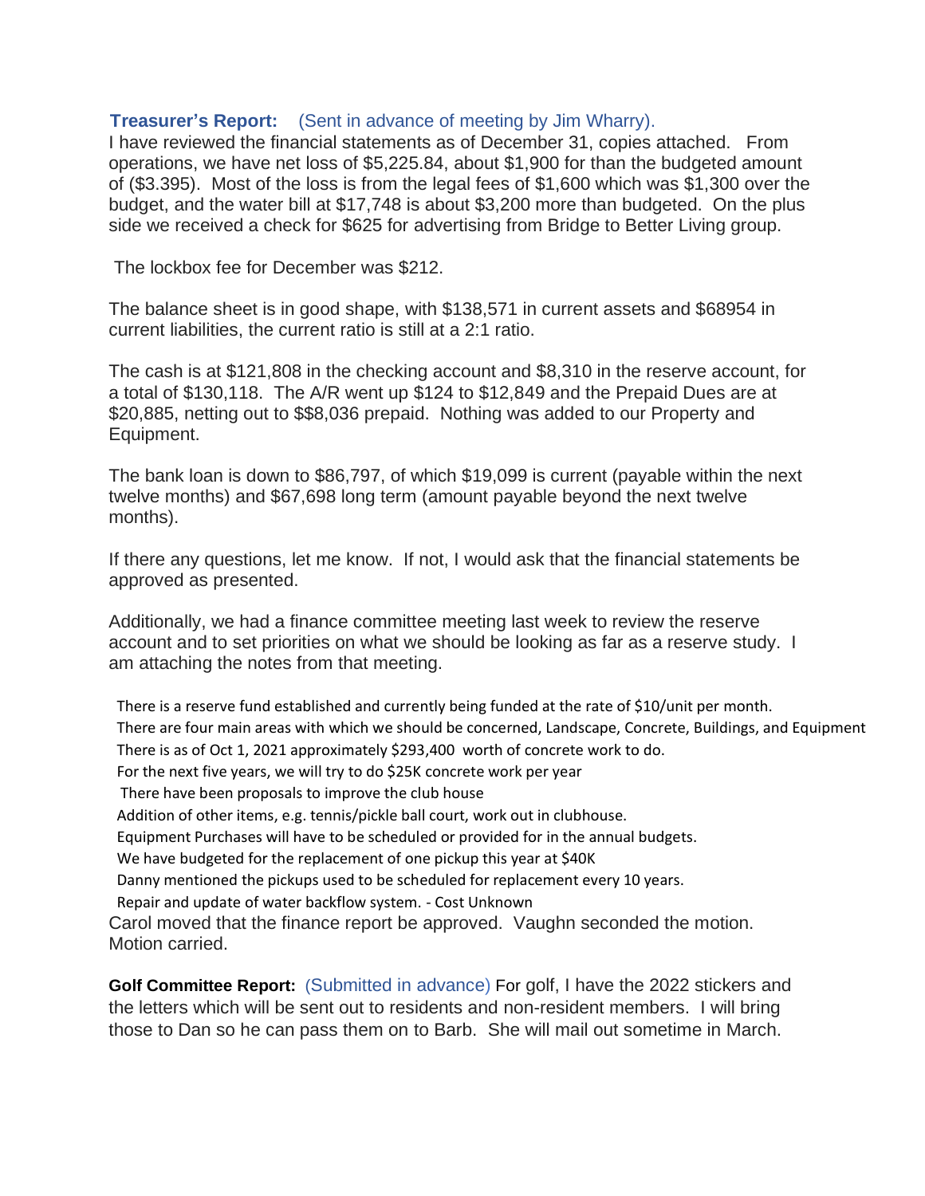**Treasurer's Report:** (Sent in advance of meeting by Jim Wharry).

I have reviewed the financial statements as of December 31, copies attached. From operations, we have net loss of $5,225.84, about $1,900 for than the budgeted amount of ($3.395). Most of the loss is from the legal fees of $1,600 which was $1,300 over the budget, and the water bill at $17,748 is about $3,200 more than budgeted. On the plus side we received a check for $625 for advertising from Bridge to Better Living group.

The lockbox fee for December was $212.

The balance sheet is in good shape, with $138,571 in current assets and $68954 in current liabilities, the current ratio is still at a 2:1 ratio.

The cash is at $121,808 in the checking account and $8,310 in the reserve account, for a total of $130,118. The A/R went up $124 to $12,849 and the Prepaid Dues are at $20,885, netting out to $$8,036 prepaid. Nothing was added to our Property and Equipment.

The bank loan is down to $86,797, of which $19,099 is current (payable within the next twelve months) and $67,698 long term (amount payable beyond the next twelve months).

If there any questions, let me know. If not, I would ask that the financial statements be approved as presented.

Additionally, we had a finance committee meeting last week to review the reserve account and to set priorities on what we should be looking as far as a reserve study. I am attaching the notes from that meeting.

There is a reserve fund established and currently being funded at the rate of $10/unit per month.
There are four main areas with which we should be concerned, Landscape, Concrete, Buildings, and Equipment
There is as of Oct 1, 2021 approximately $293,400 worth of concrete work to do.
For the next five years, we will try to do $25K concrete work per year
There have been proposals to improve the club house
Addition of other items, e.g. tennis/pickle ball court, work out in clubhouse.
Equipment Purchases will have to be scheduled or provided for in the annual budgets.
We have budgeted for the replacement of one pickup this year at $40K
Danny mentioned the pickups used to be scheduled for replacement every 10 years.
Repair and update of water backflow system. - Cost Unknown

Carol moved that the finance report be approved. Vaughn seconded the motion. Motion carried.

**Golf Committee Report:** (Submitted in advance) For golf, I have the 2022 stickers and the letters which will be sent out to residents and non-resident members. I will bring those to Dan so he can pass them on to Barb. She will mail out sometime in March.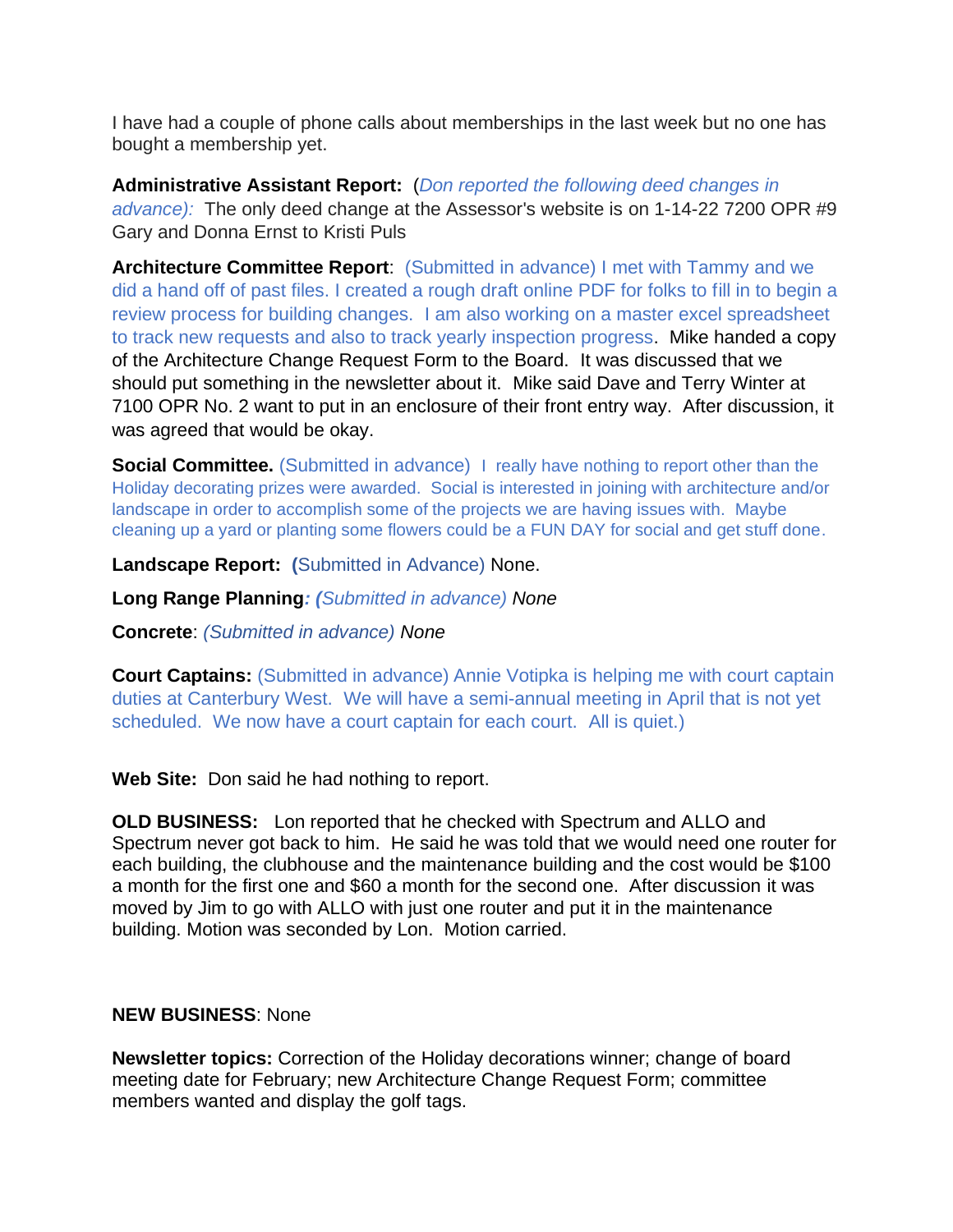I have had a couple of phone calls about memberships in the last week but no one has bought a membership yet.

**Administrative Assistant Report:** (*Don reported the following deed changes in advance):* The only deed change at the Assessor's website is on 1-14-22 7200 OPR #9 Gary and Donna Ernst to Kristi Puls

**Architecture Committee Report**: (Submitted in advance) I met with Tammy and we did a hand off of past files. I created a rough draft online PDF for folks to fill in to begin a review process for building changes. I am also working on a master excel spreadsheet to track new requests and also to track yearly inspection progress. Mike handed a copy of the Architecture Change Request Form to the Board. It was discussed that we should put something in the newsletter about it. Mike said Dave and Terry Winter at 7100 OPR No. 2 want to put in an enclosure of their front entry way. After discussion, it was agreed that would be okay.

**Social Committee.** (Submitted in advance) I really have nothing to report other than the Holiday decorating prizes were awarded. Social is interested in joining with architecture and/or landscape in order to accomplish some of the projects we are having issues with. Maybe cleaning up a yard or planting some flowers could be a FUN DAY for social and get stuff done.

**Landscape Report:** **(**Submitted in Advance) None.

**Long Range Planning***: (Submitted in advance) None*

**Concrete**: *(Submitted in advance) None*

**Court Captains:** (Submitted in advance) Annie Votipka is helping me with court captain duties at Canterbury West. We will have a semi-annual meeting in April that is not yet scheduled. We now have a court captain for each court. All is quiet.)

**Web Site:** Don said he had nothing to report.

**OLD BUSINESS:** Lon reported that he checked with Spectrum and ALLO and Spectrum never got back to him. He said he was told that we would need one router for each building, the clubhouse and the maintenance building and the cost would be $100 a month for the first one and $60 a month for the second one. After discussion it was moved by Jim to go with ALLO with just one router and put it in the maintenance building. Motion was seconded by Lon. Motion carried.

**NEW BUSINESS**: None

**Newsletter topics:** Correction of the Holiday decorations winner; change of board meeting date for February; new Architecture Change Request Form; committee members wanted and display the golf tags.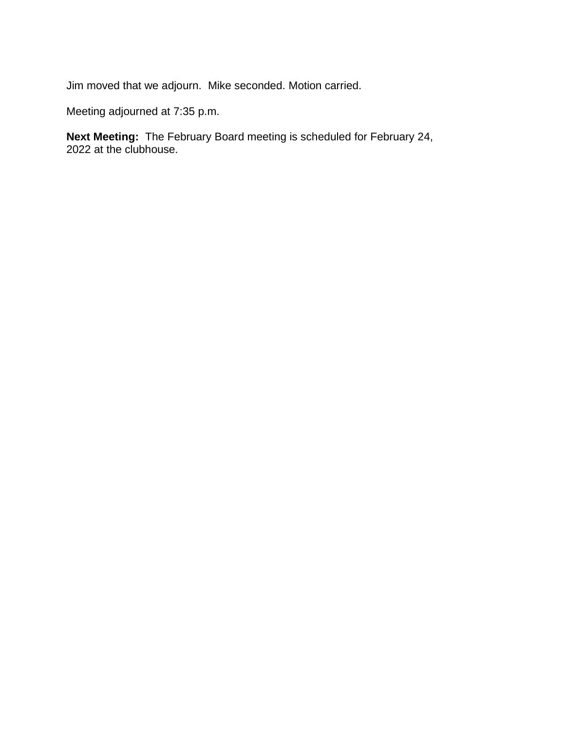Jim moved that we adjourn. Mike seconded. Motion carried.

Meeting adjourned at 7:35 p.m.

**Next Meeting:** The February Board meeting is scheduled for February 24, 2022 at the clubhouse.